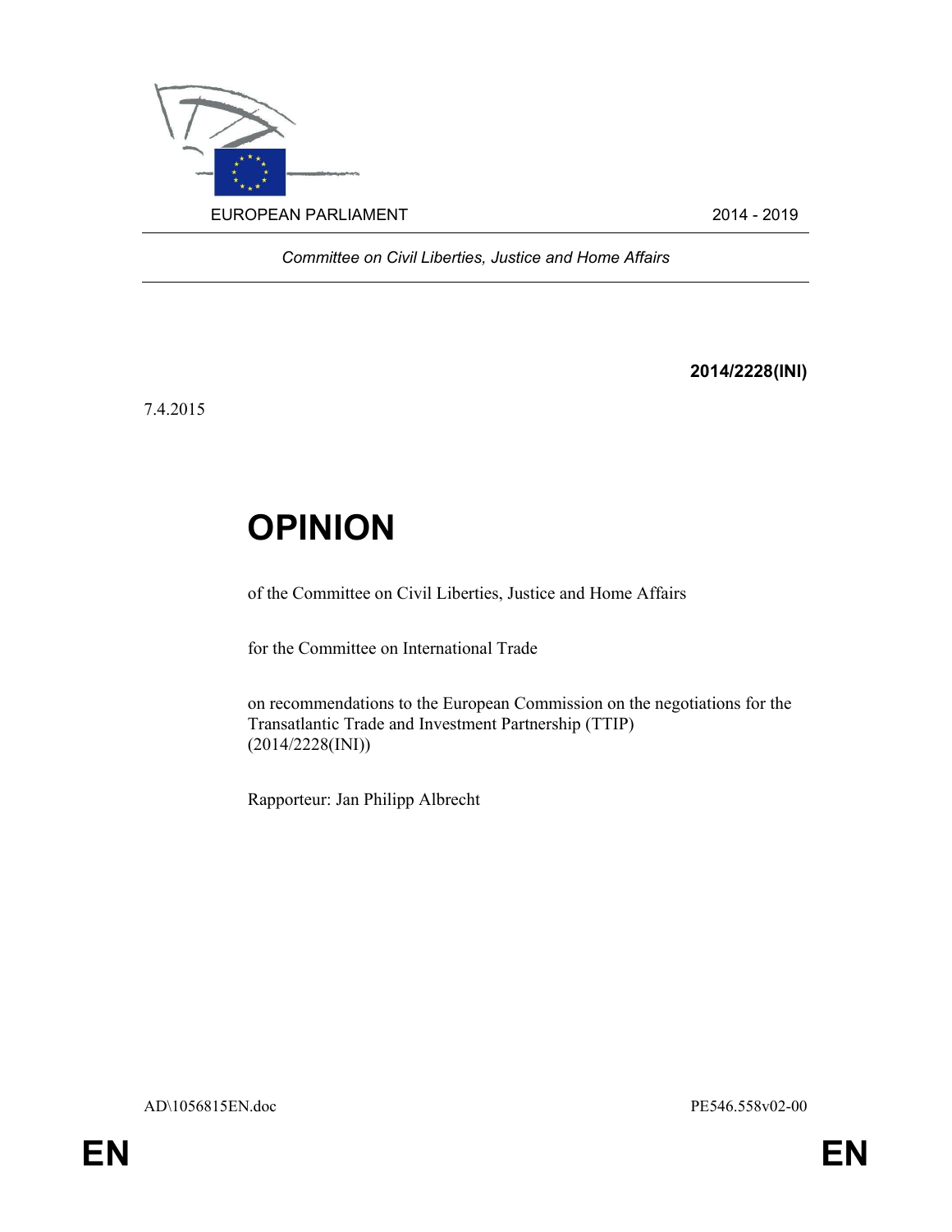EUROPEAN PARLIAMENT 2014 - 2019

*Committee on Civil Liberties, Justice and Home Affairs*

**2014/2228(INI)**

7.4.2015

# OPINION

of the Committee on Civil Liberties, Justice and Home Affairs

for the Committee on International Trade

on recommendations to the European Commission on the negotiations for the Transatlantic Trade and Investment Partnership (TTIP)
(2014/2228(INI))

Rapporteur: Jan Philipp Albrecht

AD\1056815EN.doc PE546.558v02-00

EN EN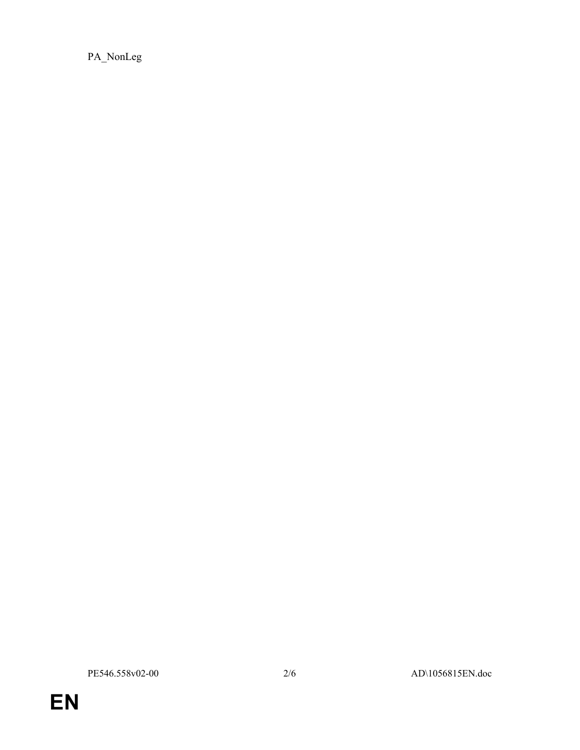PA_NonLeg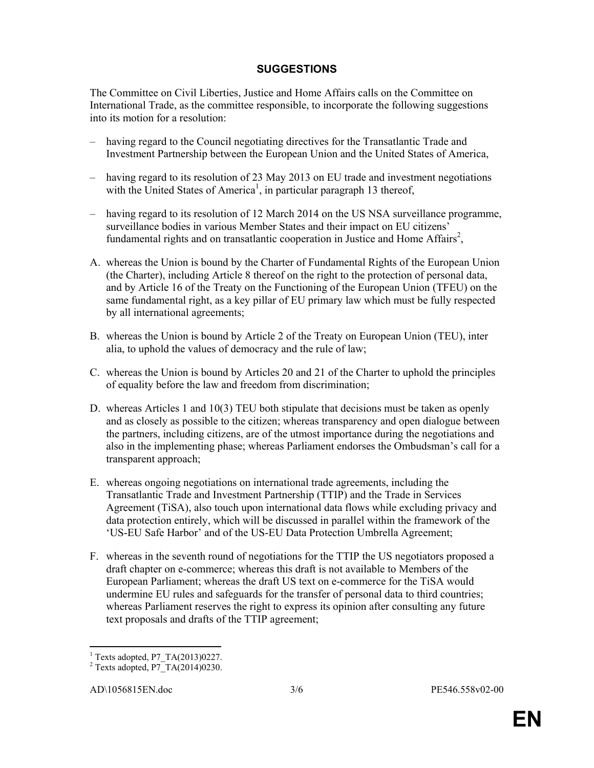## SUGGESTIONS

The Committee on Civil Liberties, Justice and Home Affairs calls on the Committee on International Trade, as the committee responsible, to incorporate the following suggestions into its motion for a resolution:

– having regard to the Council negotiating directives for the Transatlantic Trade and Investment Partnership between the European Union and the United States of America,

– having regard to its resolution of 23 May 2013 on EU trade and investment negotiations with the United States of America[1], in particular paragraph 13 thereof,

– having regard to its resolution of 12 March 2014 on the US NSA surveillance programme, surveillance bodies in various Member States and their impact on EU citizens' fundamental rights and on transatlantic cooperation in Justice and Home Affairs[2],

A. whereas the Union is bound by the Charter of Fundamental Rights of the European Union (the Charter), including Article 8 thereof on the right to the protection of personal data, and by Article 16 of the Treaty on the Functioning of the European Union (TFEU) on the same fundamental right, as a key pillar of EU primary law which must be fully respected by all international agreements;

B. whereas the Union is bound by Article 2 of the Treaty on European Union (TEU), inter alia, to uphold the values of democracy and the rule of law;

C. whereas the Union is bound by Articles 20 and 21 of the Charter to uphold the principles of equality before the law and freedom from discrimination;

D. whereas Articles 1 and 10(3) TEU both stipulate that decisions must be taken as openly and as closely as possible to the citizen; whereas transparency and open dialogue between the partners, including citizens, are of the utmost importance during the negotiations and also in the implementing phase; whereas Parliament endorses the Ombudsman's call for a transparent approach;

E. whereas ongoing negotiations on international trade agreements, including the Transatlantic Trade and Investment Partnership (TTIP) and the Trade in Services Agreement (TiSA), also touch upon international data flows while excluding privacy and data protection entirely, which will be discussed in parallel within the framework of the 'US-EU Safe Harbor' and of the US-EU Data Protection Umbrella Agreement;

F. whereas in the seventh round of negotiations for the TTIP the US negotiators proposed a draft chapter on e-commerce; whereas this draft is not available to Members of the European Parliament; whereas the draft US text on e-commerce for the TiSA would undermine EU rules and safeguards for the transfer of personal data to third countries; whereas Parliament reserves the right to express its opinion after consulting any future text proposals and drafts of the TTIP agreement;

---

[1] Texts adopted, P7_TA(2013)0227.

[2] Texts adopted, P7_TA(2014)0230.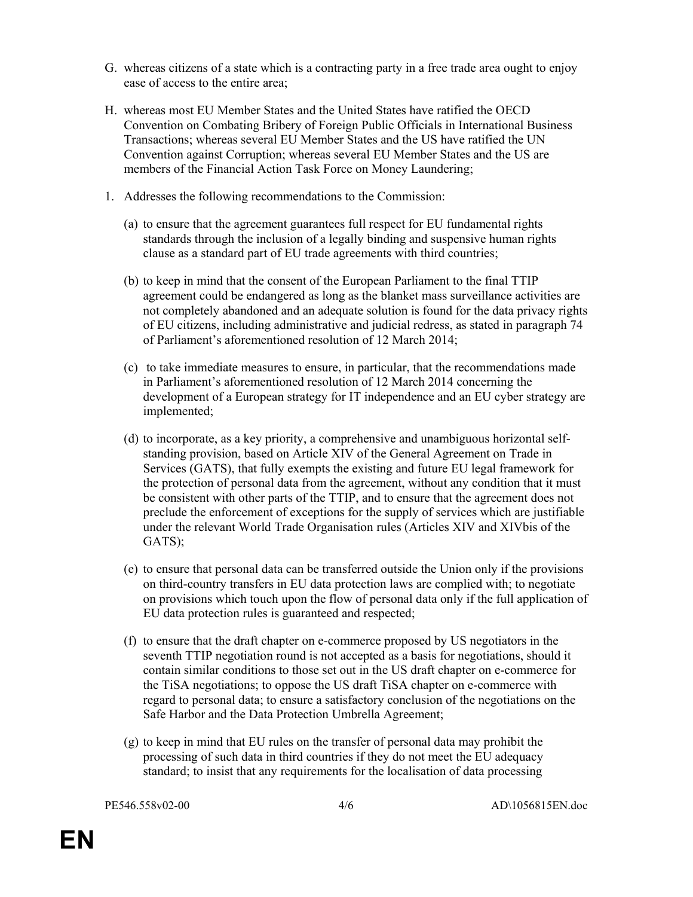G. whereas citizens of a state which is a contracting party in a free trade area ought to enjoy ease of access to the entire area;

H. whereas most EU Member States and the United States have ratified the OECD Convention on Combating Bribery of Foreign Public Officials in International Business Transactions; whereas several EU Member States and the US have ratified the UN Convention against Corruption; whereas several EU Member States and the US are members of the Financial Action Task Force on Money Laundering;

1. Addresses the following recommendations to the Commission:

   (a) to ensure that the agreement guarantees full respect for EU fundamental rights standards through the inclusion of a legally binding and suspensive human rights clause as a standard part of EU trade agreements with third countries;

   (b) to keep in mind that the consent of the European Parliament to the final TTIP agreement could be endangered as long as the blanket mass surveillance activities are not completely abandoned and an adequate solution is found for the data privacy rights of EU citizens, including administrative and judicial redress, as stated in paragraph 74 of Parliament's aforementioned resolution of 12 March 2014;

   (c) to take immediate measures to ensure, in particular, that the recommendations made in Parliament's aforementioned resolution of 12 March 2014 concerning the development of a European strategy for IT independence and an EU cyber strategy are implemented;

   (d) to incorporate, as a key priority, a comprehensive and unambiguous horizontal self-standing provision, based on Article XIV of the General Agreement on Trade in Services (GATS), that fully exempts the existing and future EU legal framework for the protection of personal data from the agreement, without any condition that it must be consistent with other parts of the TTIP, and to ensure that the agreement does not preclude the enforcement of exceptions for the supply of services which are justifiable under the relevant World Trade Organisation rules (Articles XIV and XIVbis of the GATS);

   (e) to ensure that personal data can be transferred outside the Union only if the provisions on third-country transfers in EU data protection laws are complied with; to negotiate on provisions which touch upon the flow of personal data only if the full application of EU data protection rules is guaranteed and respected;

   (f) to ensure that the draft chapter on e-commerce proposed by US negotiators in the seventh TTIP negotiation round is not accepted as a basis for negotiations, should it contain similar conditions to those set out in the US draft chapter on e-commerce for the TiSA negotiations; to oppose the US draft TiSA chapter on e-commerce with regard to personal data; to ensure a satisfactory conclusion of the negotiations on the Safe Harbor and the Data Protection Umbrella Agreement;

   (g) to keep in mind that EU rules on the transfer of personal data may prohibit the processing of such data in third countries if they do not meet the EU adequacy standard; to insist that any requirements for the localisation of data processing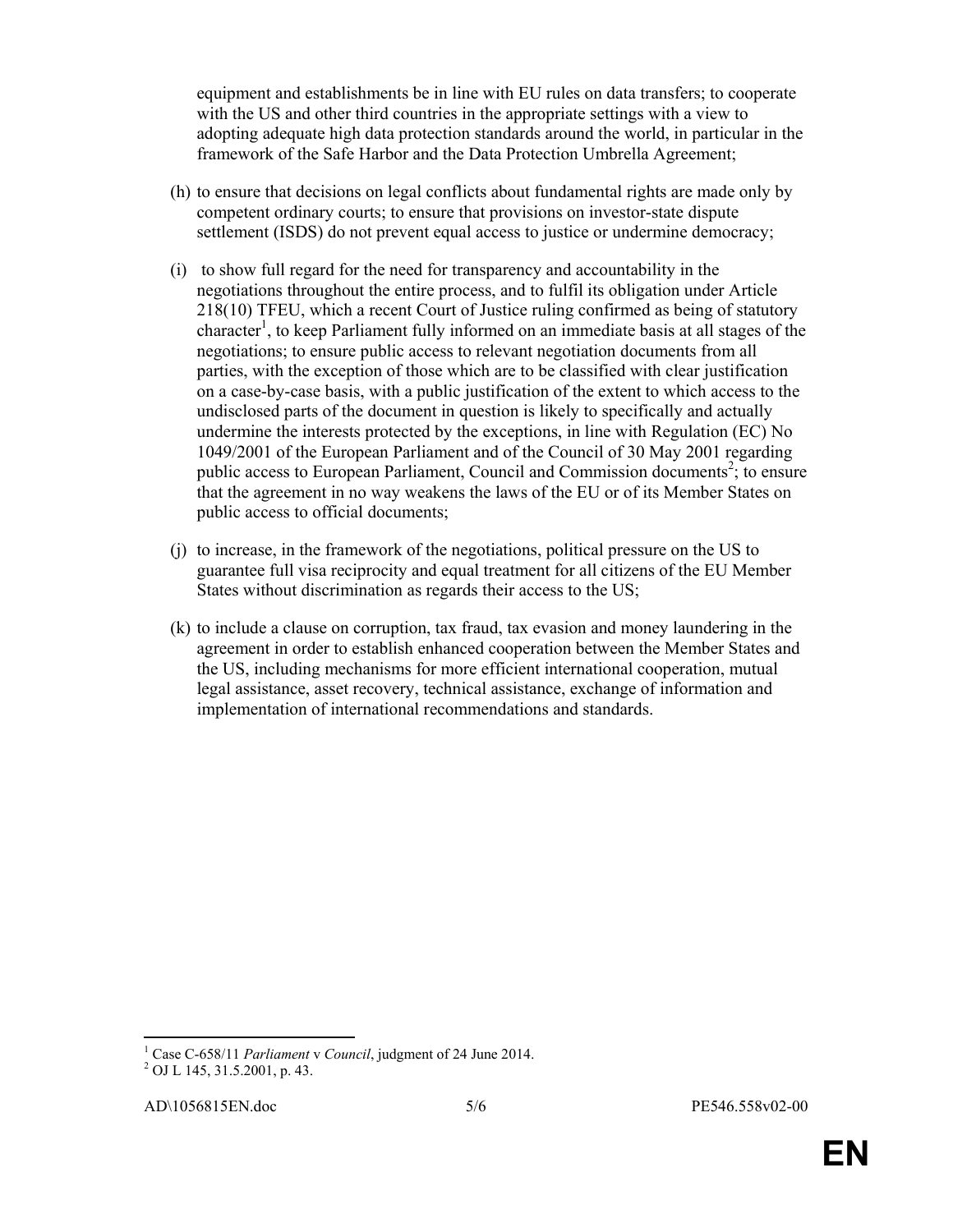equipment and establishments be in line with EU rules on data transfers; to cooperate with the US and other third countries in the appropriate settings with a view to adopting adequate high data protection standards around the world, in particular in the framework of the Safe Harbor and the Data Protection Umbrella Agreement;

(h) to ensure that decisions on legal conflicts about fundamental rights are made only by competent ordinary courts; to ensure that provisions on investor-state dispute settlement (ISDS) do not prevent equal access to justice or undermine democracy;

(i) to show full regard for the need for transparency and accountability in the negotiations throughout the entire process, and to fulfil its obligation under Article 218(10) TFEU, which a recent Court of Justice ruling confirmed as being of statutory character[1], to keep Parliament fully informed on an immediate basis at all stages of the negotiations; to ensure public access to relevant negotiation documents from all parties, with the exception of those which are to be classified with clear justification on a case-by-case basis, with a public justification of the extent to which access to the undisclosed parts of the document in question is likely to specifically and actually undermine the interests protected by the exceptions, in line with Regulation (EC) No 1049/2001 of the European Parliament and of the Council of 30 May 2001 regarding public access to European Parliament, Council and Commission documents[2]; to ensure that the agreement in no way weakens the laws of the EU or of its Member States on public access to official documents;

(j) to increase, in the framework of the negotiations, political pressure on the US to guarantee full visa reciprocity and equal treatment for all citizens of the EU Member States without discrimination as regards their access to the US;

(k) to include a clause on corruption, tax fraud, tax evasion and money laundering in the agreement in order to establish enhanced cooperation between the Member States and the US, including mechanisms for more efficient international cooperation, mutual legal assistance, asset recovery, technical assistance, exchange of information and implementation of international recommendations and standards.

---

[1] Case C-658/11 *Parliament* v *Council*, judgment of 24 June 2014.

[2] OJ L 145, 31.5.2001, p. 43.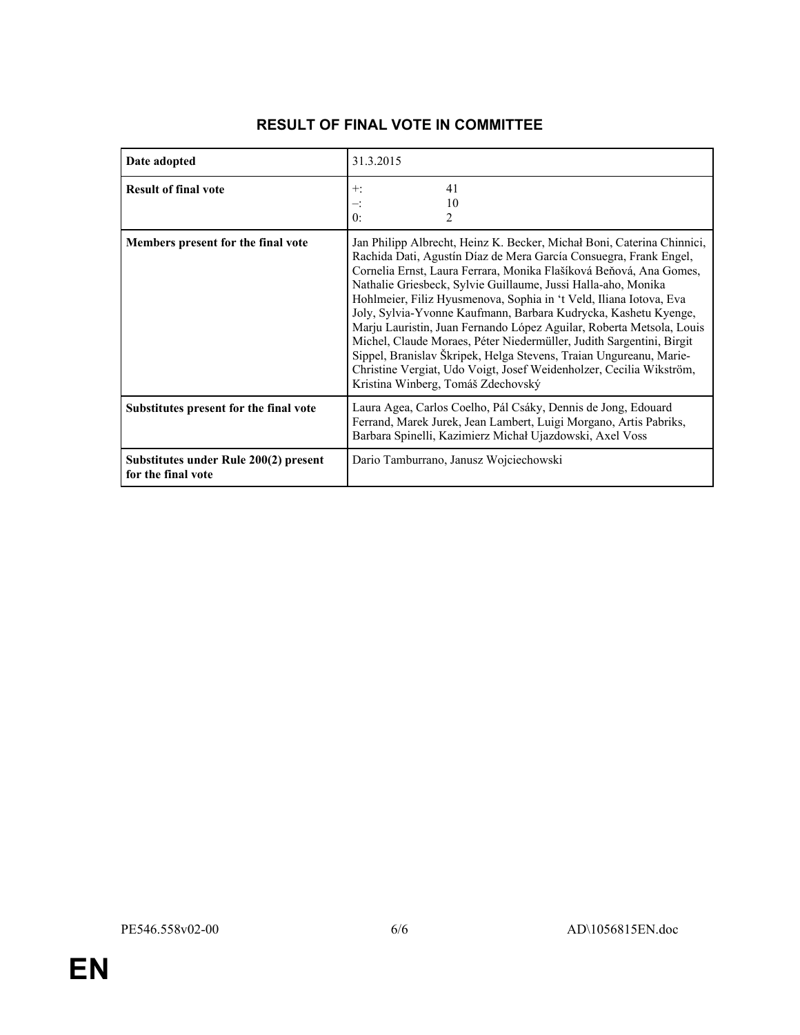## RESULT OF FINAL VOTE IN COMMITTEE

| | |
|---|---|
| **Date adopted** | 31.3.2015 |
| **Result of final vote** | +: 41<br>–: 10<br>0: 2 |
| **Members present for the final vote** | Jan Philipp Albrecht, Heinz K. Becker, Michał Boni, Caterina Chinnici, Rachida Dati, Agustín Díaz de Mera García Consuegra, Frank Engel, Cornelia Ernst, Laura Ferrara, Monika Flašíková Beňová, Ana Gomes, Nathalie Griesbeck, Sylvie Guillaume, Jussi Halla-aho, Monika Hohlmeier, Filiz Hyusmenova, Sophia in 't Veld, Iliana Iotova, Eva Joly, Sylvia-Yvonne Kaufmann, Barbara Kudrycka, Kashetu Kyenge, Marju Lauristin, Juan Fernando López Aguilar, Roberta Metsola, Louis Michel, Claude Moraes, Péter Niedermüller, Judith Sargentini, Birgit Sippel, Branislav Škripek, Helga Stevens, Traian Ungureanu, Marie-Christine Vergiat, Udo Voigt, Josef Weidenholzer, Cecilia Wikström, Kristina Winberg, Tomáš Zdechovský |
| **Substitutes present for the final vote** | Laura Agea, Carlos Coelho, Pál Csáky, Dennis de Jong, Edouard Ferrand, Marek Jurek, Jean Lambert, Luigi Morgano, Artis Pabriks, Barbara Spinelli, Kazimierz Michał Ujazdowski, Axel Voss |
| **Substitutes under Rule 200(2) present for the final vote** | Dario Tamburrano, Janusz Wojciechowski |